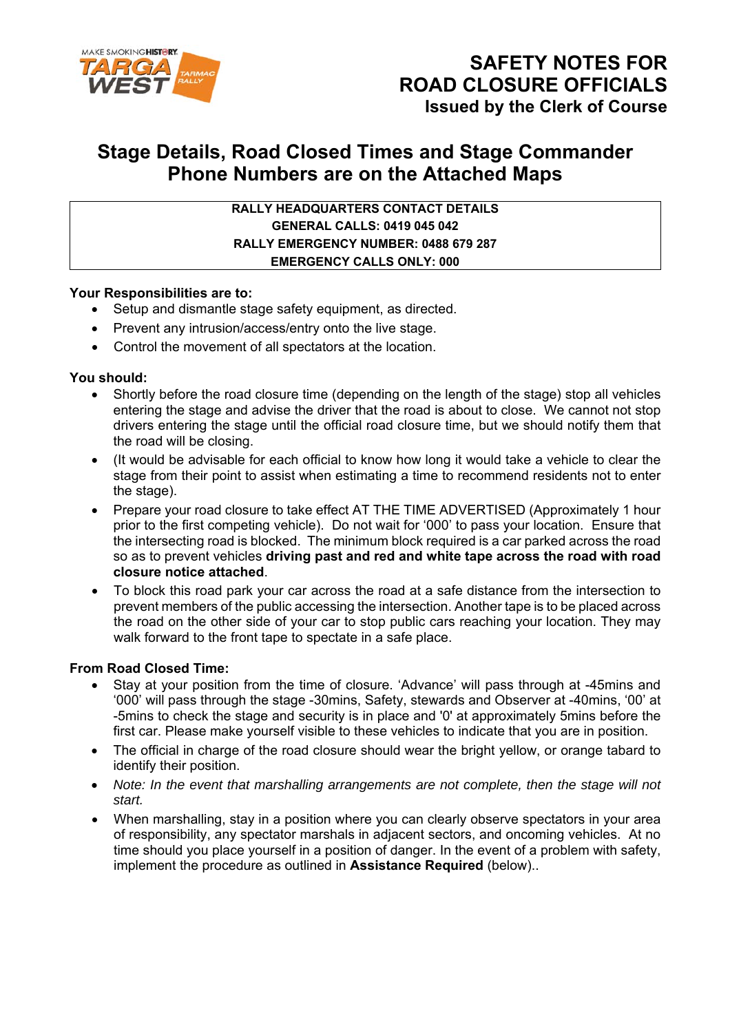# SAFETY NOTES FOR ROAD CLOSURE OFFICIALS

### Issued by the Clerk of Course

## Stage Details, Road Closed Times and Stage Commander Phone Numbers are on the Attached Maps

| RALLY HEADQUARTERS CONTACT DETAILS |
|---|
| GENERAL CALLS: 0419 045 042 |
| RALLY EMERGENCY NUMBER: 0488 679 287 |
| EMERGENCY CALLS ONLY: 000 |

**Your Responsibilities are to:**

- Setup and dismantle stage safety equipment, as directed.
- Prevent any intrusion/access/entry onto the live stage.
- Control the movement of all spectators at the location.

**You should:**

- Shortly before the road closure time (depending on the length of the stage) stop all vehicles entering the stage and advise the driver that the road is about to close. We cannot not stop drivers entering the stage until the official road closure time, but we should notify them that the road will be closing.
- (It would be advisable for each official to know how long it would take a vehicle to clear the stage from their point to assist when estimating a time to recommend residents not to enter the stage).
- Prepare your road closure to take effect AT THE TIME ADVERTISED (Approximately 1 hour prior to the first competing vehicle). Do not wait for '000' to pass your location. Ensure that the intersecting road is blocked. The minimum block required is a car parked across the road so as to prevent vehicles **driving past and red and white tape across the road with road closure notice attached**.
- To block this road park your car across the road at a safe distance from the intersection to prevent members of the public accessing the intersection. Another tape is to be placed across the road on the other side of your car to stop public cars reaching your location. They may walk forward to the front tape to spectate in a safe place.

**From Road Closed Time:**

- Stay at your position from the time of closure. 'Advance' will pass through at -45mins and '000' will pass through the stage -30mins, Safety, stewards and Observer at -40mins, '00' at -5mins to check the stage and security is in place and '0' at approximately 5mins before the first car. Please make yourself visible to these vehicles to indicate that you are in position.
- The official in charge of the road closure should wear the bright yellow, or orange tabard to identify their position.
- *Note: In the event that marshalling arrangements are not complete, then the stage will not start.*
- When marshalling, stay in a position where you can clearly observe spectators in your area of responsibility, any spectator marshals in adjacent sectors, and oncoming vehicles. At no time should you place yourself in a position of danger. In the event of a problem with safety, implement the procedure as outlined in **Assistance Required** (below)..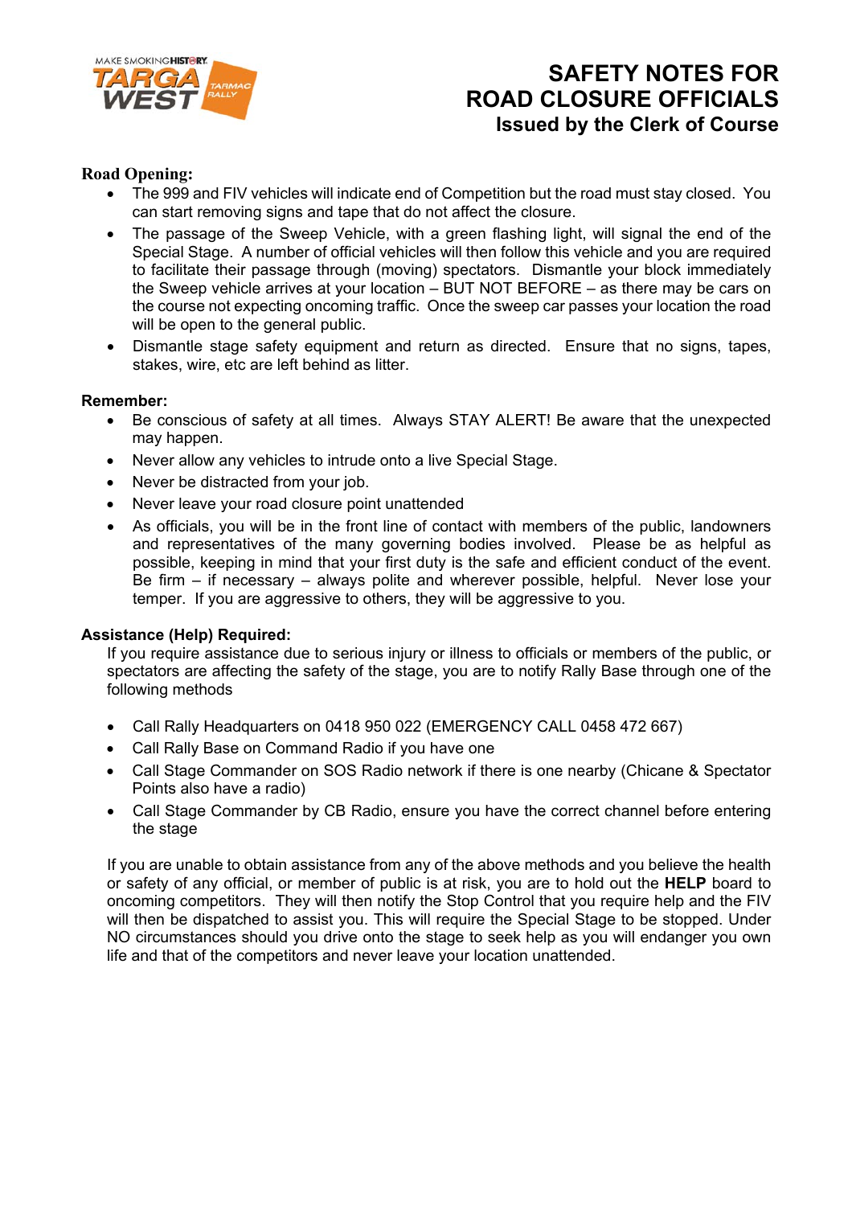**SAFETY NOTES FOR ROAD CLOSURE OFFICIALS**
**Issued by the Clerk of Course**

## Road Opening:

- The 999 and FIV vehicles will indicate end of Competition but the road must stay closed. You can start removing signs and tape that do not affect the closure.
- The passage of the Sweep Vehicle, with a green flashing light, will signal the end of the Special Stage. A number of official vehicles will then follow this vehicle and you are required to facilitate their passage through (moving) spectators. Dismantle your block immediately the Sweep vehicle arrives at your location – BUT NOT BEFORE – as there may be cars on the course not expecting oncoming traffic. Once the sweep car passes your location the road will be open to the general public.
- Dismantle stage safety equipment and return as directed. Ensure that no signs, tapes, stakes, wire, etc are left behind as litter.

## Remember:

- Be conscious of safety at all times. Always STAY ALERT! Be aware that the unexpected may happen.
- Never allow any vehicles to intrude onto a live Special Stage.
- Never be distracted from your job.
- Never leave your road closure point unattended
- As officials, you will be in the front line of contact with members of the public, landowners and representatives of the many governing bodies involved. Please be as helpful as possible, keeping in mind that your first duty is the safe and efficient conduct of the event. Be firm – if necessary – always polite and wherever possible, helpful. Never lose your temper. If you are aggressive to others, they will be aggressive to you.

## Assistance (Help) Required:

If you require assistance due to serious injury or illness to officials or members of the public, or spectators are affecting the safety of the stage, you are to notify Rally Base through one of the following methods

- Call Rally Headquarters on 0418 950 022 (EMERGENCY CALL 0458 472 667)
- Call Rally Base on Command Radio if you have one
- Call Stage Commander on SOS Radio network if there is one nearby (Chicane & Spectator Points also have a radio)
- Call Stage Commander by CB Radio, ensure you have the correct channel before entering the stage

If you are unable to obtain assistance from any of the above methods and you believe the health or safety of any official, or member of public is at risk, you are to hold out the **HELP** board to oncoming competitors. They will then notify the Stop Control that you require help and the FIV will then be dispatched to assist you. This will require the Special Stage to be stopped. Under NO circumstances should you drive onto the stage to seek help as you will endanger you own life and that of the competitors and never leave your location unattended.